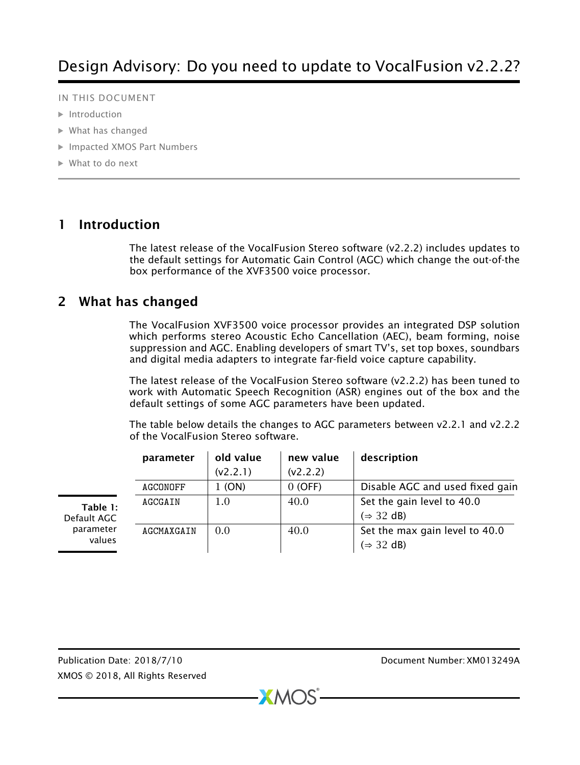# Design Advisory: Do you need to update to VocalFusion v2.2.2?

IN THIS DOCUMENT

- Introduction
- What has changed
- Impacted XMOS Part Numbers
- What to do next

## 1 Introduction

The latest release of the VocalFusion Stereo software (v2.2.2) includes updates to the default settings for Automatic Gain Control (AGC) which change the out-of-the box performance of the XVF3500 voice processor.

## 2 What has changed

The VocalFusion XVF3500 voice processor provides an integrated DSP solution which performs stereo Acoustic Echo Cancellation (AEC), beam forming, noise suppression and AGC. Enabling developers of smart TV's, set top boxes, soundbars and digital media adapters to integrate far-field voice capture capability.

The latest release of the VocalFusion Stereo software (v2.2.2) has been tuned to work with Automatic Speech Recognition (ASR) engines out of the box and the default settings of some AGC parameters have been updated.

The table below details the changes to AGC parameters between v2.2.1 and v2.2.2 of the VocalFusion Stereo software.

**Table 1:** Default AGC parameter values

| parameter | old value (v2.2.1) | new value (v2.2.2) | description |
|---|---|---|---|
| AGCONOFF | 1 (ON) | 0 (OFF) | Disable AGC and used fixed gain |
| AGCGAIN | 1.0 | 40.0 | Set the gain level to 40.0 (⇒ 32 dB) |
| AGCMAXGAIN | 0.0 | 40.0 | Set the max gain level to 40.0 (⇒ 32 dB) |

Publication Date: 2018/7/10
Document Number: XM013249A
XMOS © 2018, All Rights Reserved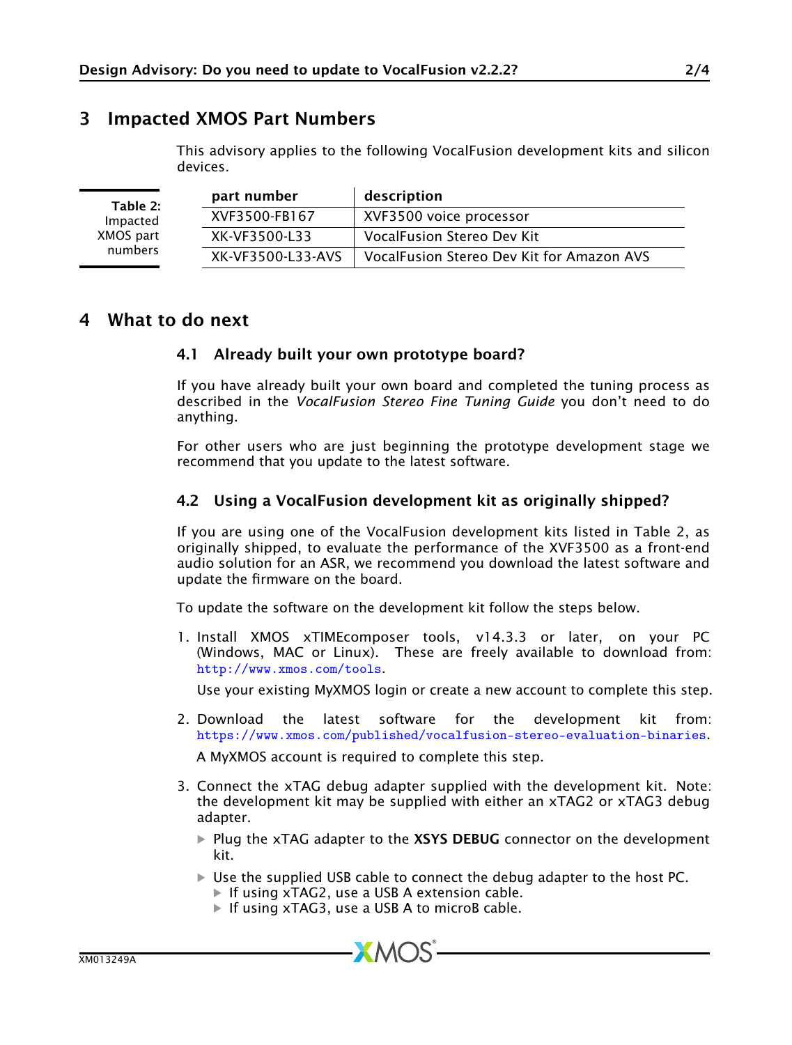## 3 Impacted XMOS Part Numbers

This advisory applies to the following VocalFusion development kits and silicon devices.

**Table 2:** Impacted XMOS part numbers

| part number | description |
|---|---|
| XVF3500-FB167 | XVF3500 voice processor |
| XK-VF3500-L33 | VocalFusion Stereo Dev Kit |
| XK-VF3500-L33-AVS | VocalFusion Stereo Dev Kit for Amazon AVS |

## 4 What to do next

### 4.1 Already built your own prototype board?

If you have already built your own board and completed the tuning process as described in the *VocalFusion Stereo Fine Tuning Guide* you don't need to do anything.

For other users who are just beginning the prototype development stage we recommend that you update to the latest software.

### 4.2 Using a VocalFusion development kit as originally shipped?

If you are using one of the VocalFusion development kits listed in Table 2, as originally shipped, to evaluate the performance of the XVF3500 as a front-end audio solution for an ASR, we recommend you download the latest software and update the firmware on the board.

To update the software on the development kit follow the steps below.

1. Install XMOS xTIMEcomposer tools, v14.3.3 or later, on your PC (Windows, MAC or Linux). These are freely available to download from: http://www.xmos.com/tools.

   Use your existing MyXMOS login or create a new account to complete this step.

2. Download the latest software for the development kit from: https://www.xmos.com/published/vocalfusion-stereo-evaluation-binaries.

   A MyXMOS account is required to complete this step.

3. Connect the xTAG debug adapter supplied with the development kit. Note: the development kit may be supplied with either an xTAG2 or xTAG3 debug adapter.
   - Plug the xTAG adapter to the **XSYS DEBUG** connector on the development kit.
   - Use the supplied USB cable to connect the debug adapter to the host PC.
     - If using xTAG2, use a USB A extension cable.
     - If using xTAG3, use a USB A to microB cable.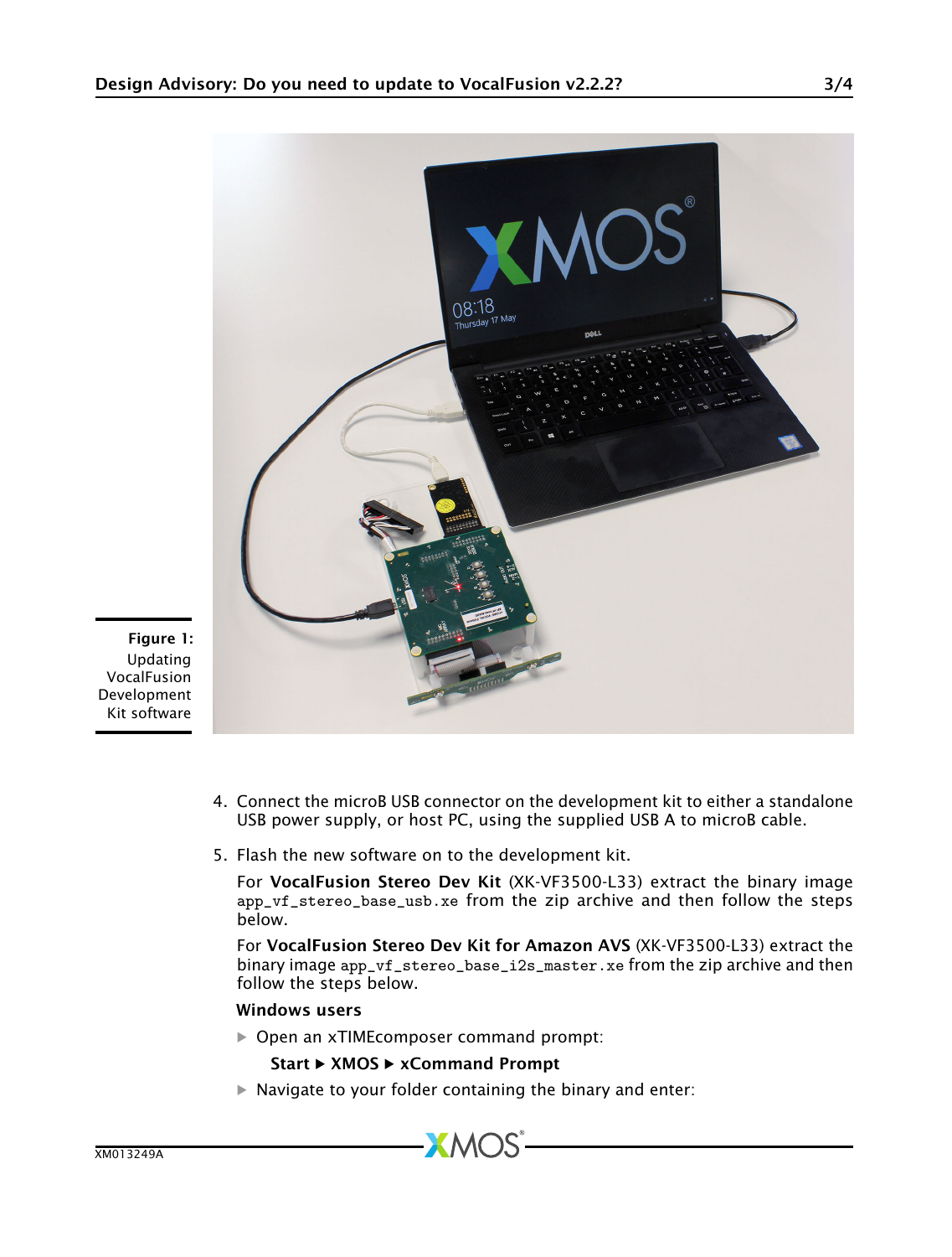Figure 1: Updating VocalFusion Development Kit software

4. Connect the microB USB connector on the development kit to either a standalone USB power supply, or host PC, using the supplied USB A to microB cable.

5. Flash the new software on to the development kit.

   For **VocalFusion Stereo Dev Kit** (XK-VF3500-L33) extract the binary image `app_vf_stereo_base_usb.xe` from the zip archive and then follow the steps below.

   For **VocalFusion Stereo Dev Kit for Amazon AVS** (XK-VF3500-L33) extract the binary image `app_vf_stereo_base_i2s_master.xe` from the zip archive and then follow the steps below.

   **Windows users**

   - Open an xTIMEcomposer command prompt:

     **Start ▶ XMOS ▶ xCommand Prompt**

   - Navigate to your folder containing the binary and enter: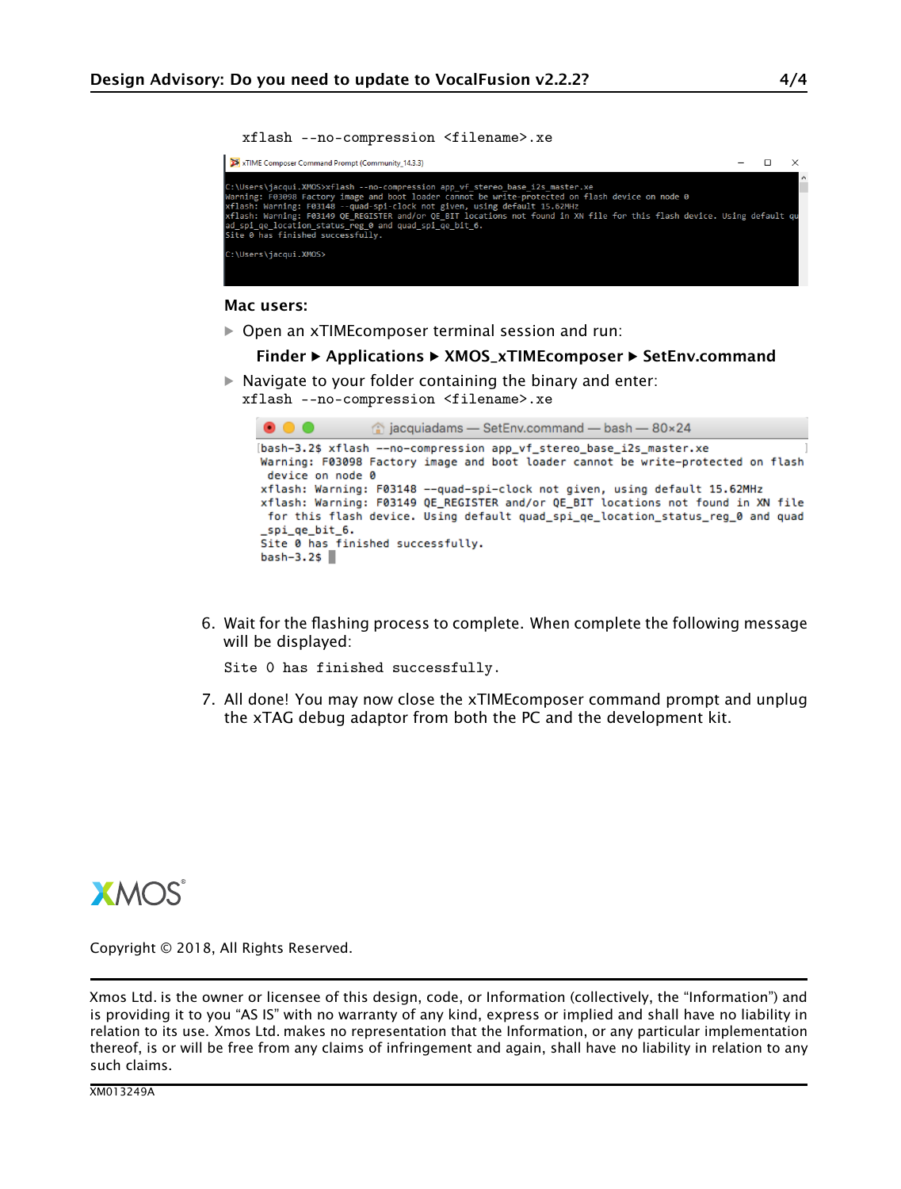```
xflash --no-compression <filename>.xe
```

```
C:\Users\jacqui.XMOS>xflash --no-compression app_vf_stereo_base_i2s_master.xe
Warning: F03098 Factory image and boot loader cannot be write-protected on flash device on node 0
xflash: Warning: F03148 --quad-spi-clock not given, using default 15.62MHz
xflash: Warning: F03149 QE_REGISTER and/or QE_BIT locations not found in XN file for this flash device. Using default quad_spi_qe_location_status_reg_0 and quad_spi_qe_bit_6.
Site 0 has finished successfully.

C:\Users\jacqui.XMOS>
```

**Mac users:**

- Open an xTIMEcomposer terminal session and run:

  **Finder ▶ Applications ▶ XMOS_xTIMEcomposer ▶ SetEnv.command**

- Navigate to your folder containing the binary and enter:

  ```
  xflash --no-compression <filename>.xe
  ```

```
bash-3.2$ xflash --no-compression app_vf_stereo_base_i2s_master.xe
Warning: F03098 Factory image and boot loader cannot be write-protected on flash
 device on node 0
xflash: Warning: F03148 --quad-spi-clock not given, using default 15.62MHz
xflash: Warning: F03149 QE_REGISTER and/or QE_BIT locations not found in XN file
 for this flash device. Using default quad_spi_qe_location_status_reg_0 and quad
_spi_qe_bit_6.
Site 0 has finished successfully.
bash-3.2$
```

6. Wait for the flashing process to complete. When complete the following message will be displayed:

   ```
   Site 0 has finished successfully.
   ```

7. All done! You may now close the xTIMEcomposer command prompt and unplug the xTAG debug adaptor from both the PC and the development kit.

XMOS®

Copyright © 2018, All Rights Reserved.

Xmos Ltd. is the owner or licensee of this design, code, or Information (collectively, the "Information") and is providing it to you "AS IS" with no warranty of any kind, express or implied and shall have no liability in relation to its use. Xmos Ltd. makes no representation that the Information, or any particular implementation thereof, is or will be free from any claims of infringement and again, shall have no liability in relation to any such claims.

XM013249A